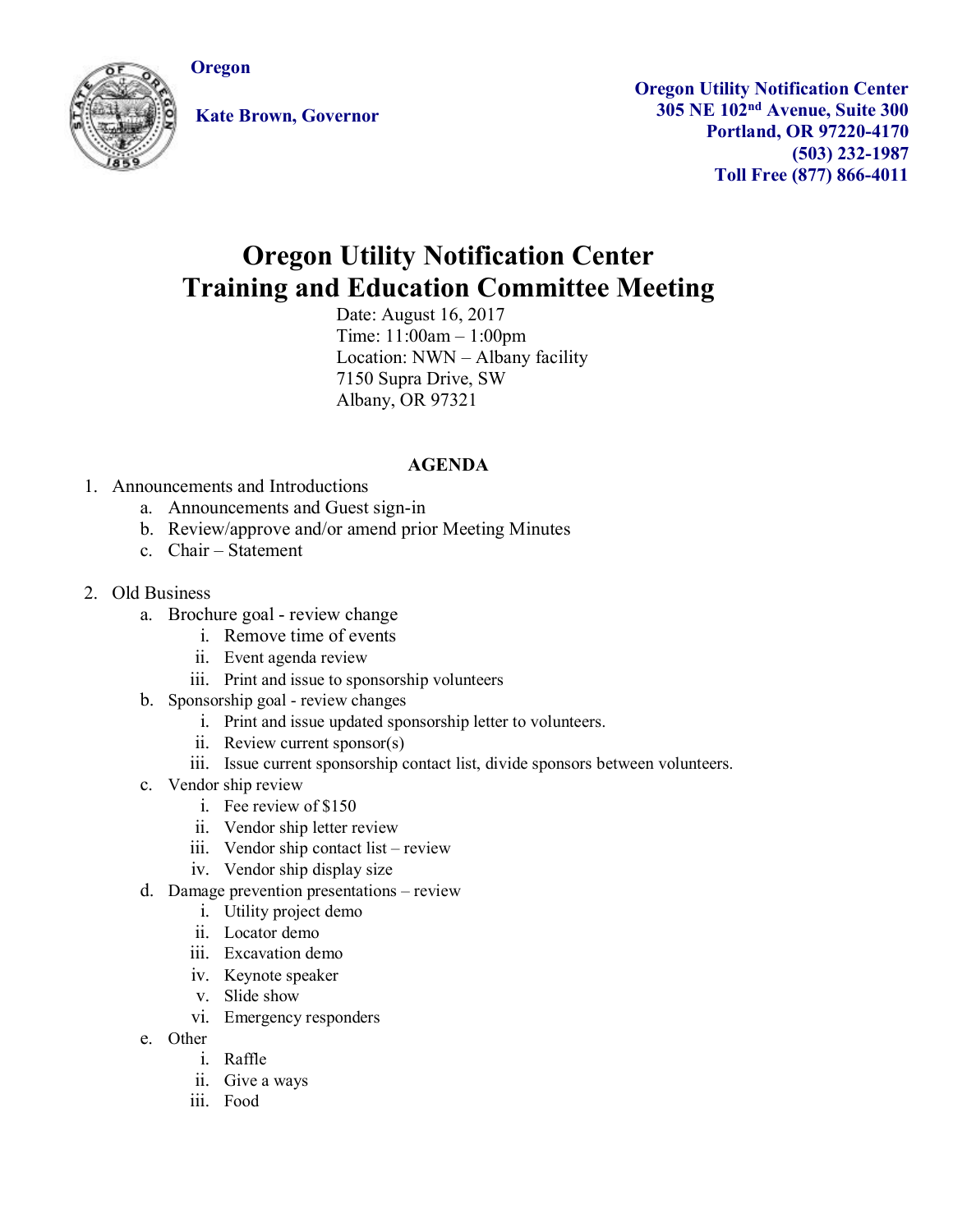Oregon

Kate Brown, Governor

**Oregon Utility Notification Center**
**305 NE 102nd Avenue, Suite 300**
**Portland, OR 97220-4170**
**(503) 232-1987**
**Toll Free (877) 866-4011**

# Oregon Utility Notification Center Training and Education Committee Meeting

Date: August 16, 2017
Time: 11:00am – 1:00pm
Location: NWN – Albany facility
7150 Supra Drive, SW
Albany, OR 97321

**AGENDA**

1. Announcements and Introductions
   a. Announcements and Guest sign-in
   b. Review/approve and/or amend prior Meeting Minutes
   c. Chair – Statement

2. Old Business
   a. Brochure goal - review change
      i. Remove time of events
      ii. Event agenda review
      iii. Print and issue to sponsorship volunteers
   b. Sponsorship goal - review changes
      i. Print and issue updated sponsorship letter to volunteers.
      ii. Review current sponsor(s)
      iii. Issue current sponsorship contact list, divide sponsors between volunteers.
   c. Vendor ship review
      i. Fee review of $150
      ii. Vendor ship letter review
      iii. Vendor ship contact list – review
      iv. Vendor ship display size
   d. Damage prevention presentations – review
      i. Utility project demo
      ii. Locator demo
      iii. Excavation demo
      iv. Keynote speaker
      v. Slide show
      vi. Emergency responders
   e. Other
      i. Raffle
      ii. Give a ways
      iii. Food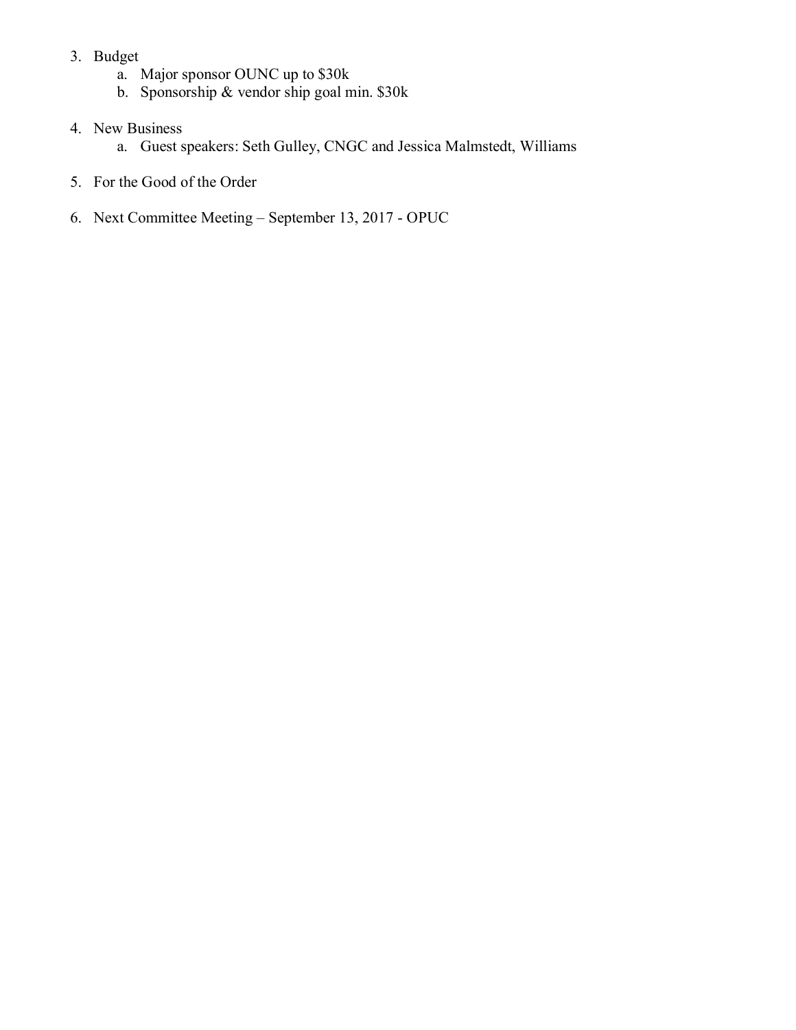3. Budget
    a. Major sponsor OUNC up to $30k
    b. Sponsorship & vendor ship goal min. $30k

4. New Business
    a. Guest speakers: Seth Gulley, CNGC and Jessica Malmstedt, Williams

5. For the Good of the Order

6. Next Committee Meeting – September 13, 2017 - OPUC